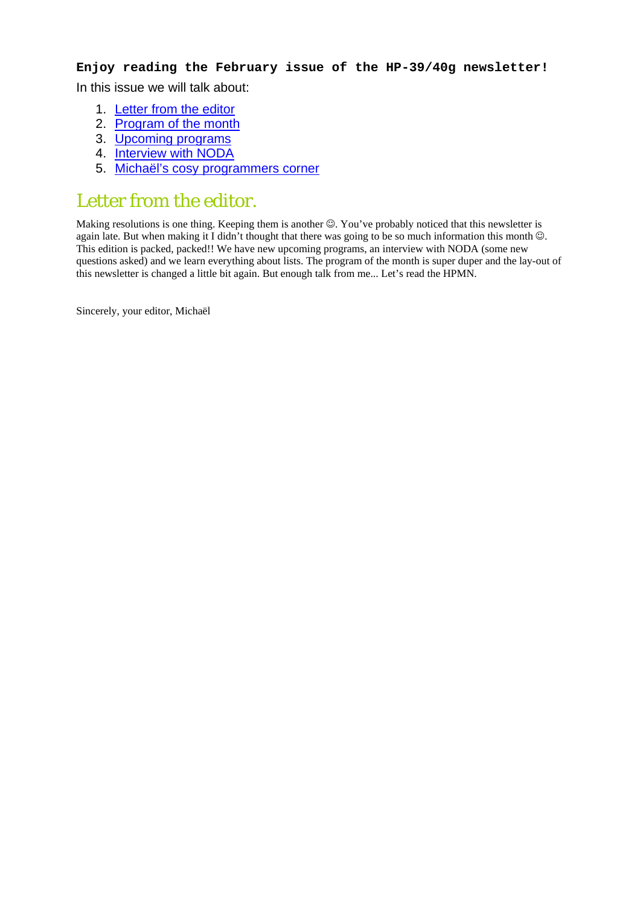**Enjoy reading the February issue of the HP-39/40g newsletter!**

In this issue we will talk about:

1. Letter from the editor
2. Program of the month
3. Upcoming programs
4. Interview with NODA
5. Michaël's cosy programmers corner

# Letter from the editor.

Making resolutions is one thing. Keeping them is another ☺. You've probably noticed that this newsletter is again late. But when making it I didn't thought that there was going to be so much information this month ☺. This edition is packed, packed!! We have new upcoming programs, an interview with NODA (some new questions asked) and we learn everything about lists. The program of the month is super duper and the lay-out of this newsletter is changed a little bit again. But enough talk from me... Let's read the HPMN.

Sincerely, your editor, Michaël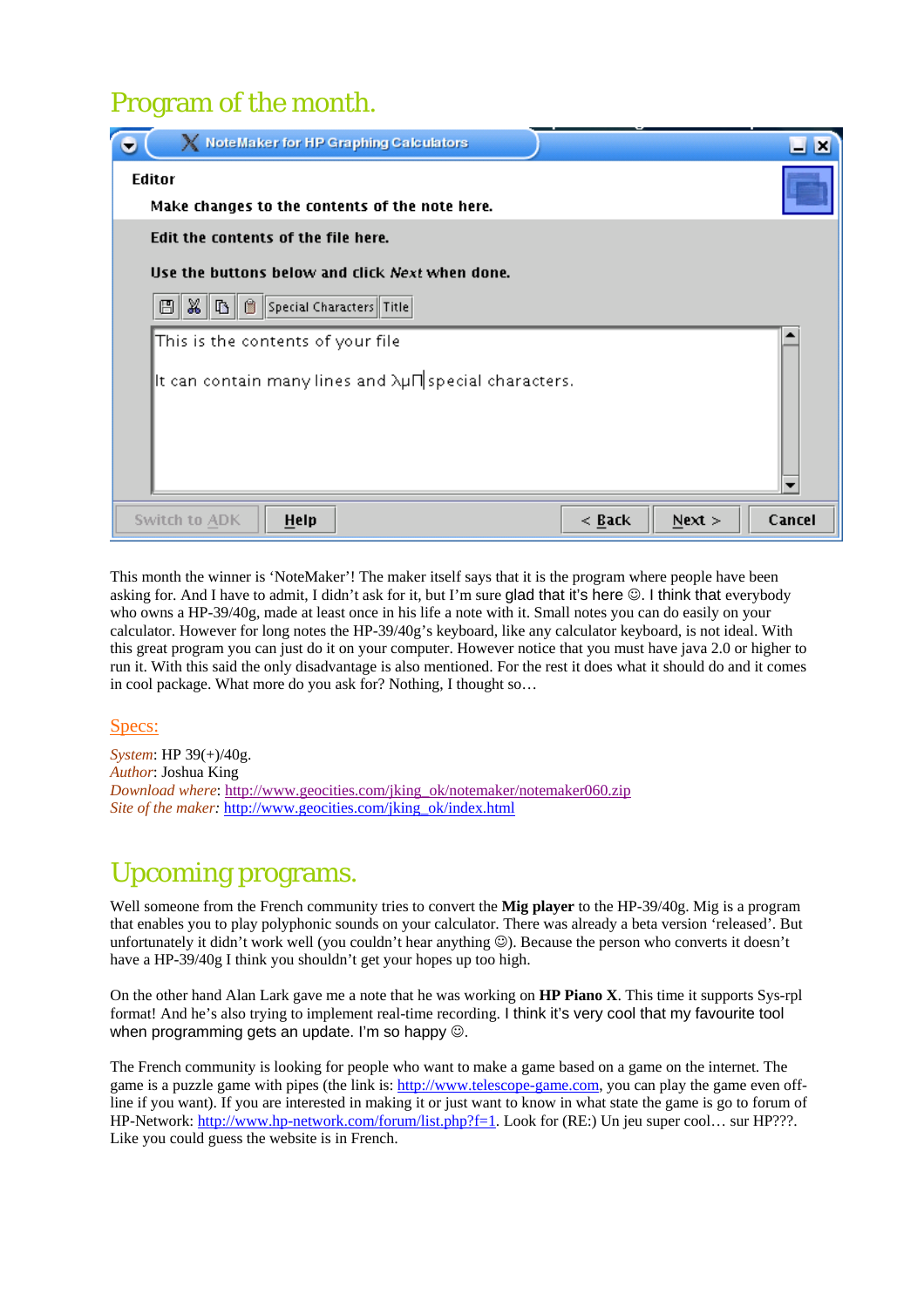# Program of the month.

This month the winner is 'NoteMaker'! The maker itself says that it is the program where people have been asking for. And I have to admit, I didn't ask for it, but I'm sure glad that it's here ☺. I think that everybody who owns a HP-39/40g, made at least once in his life a note with it. Small notes you can do easily on your calculator. However for long notes the HP-39/40g's keyboard, like any calculator keyboard, is not ideal. With this great program you can just do it on your computer. However notice that you must have java 2.0 or higher to run it. With this said the only disadvantage is also mentioned. For the rest it does what it should do and it comes in cool package. What more do you ask for? Nothing, I thought so…

## Specs:

*System*: HP 39(+)/40g.
*Author*: Joshua King
*Download where*: http://www.geocities.com/jking_ok/notemaker/notemaker060.zip
*Site of the maker*: http://www.geocities.com/jking_ok/index.html

# Upcoming programs.

Well someone from the French community tries to convert the **Mig player** to the HP-39/40g. Mig is a program that enables you to play polyphonic sounds on your calculator. There was already a beta version 'released'. But unfortunately it didn't work well (you couldn't hear anything ☺). Because the person who converts it doesn't have a HP-39/40g I think you shouldn't get your hopes up too high.

On the other hand Alan Lark gave me a note that he was working on **HP Piano X**. This time it supports Sys-rpl format! And he's also trying to implement real-time recording. I think it's very cool that my favourite tool when programming gets an update. I'm so happy ☺.

The French community is looking for people who want to make a game based on a game on the internet. The game is a puzzle game with pipes (the link is: http://www.telescope-game.com, you can play the game even off-line if you want). If you are interested in making it or just want to know in what state the game is go to forum of HP-Network: http://www.hp-network.com/forum/list.php?f=1. Look for (RE:) Un jeu super cool… sur HP???. Like you could guess the website is in French.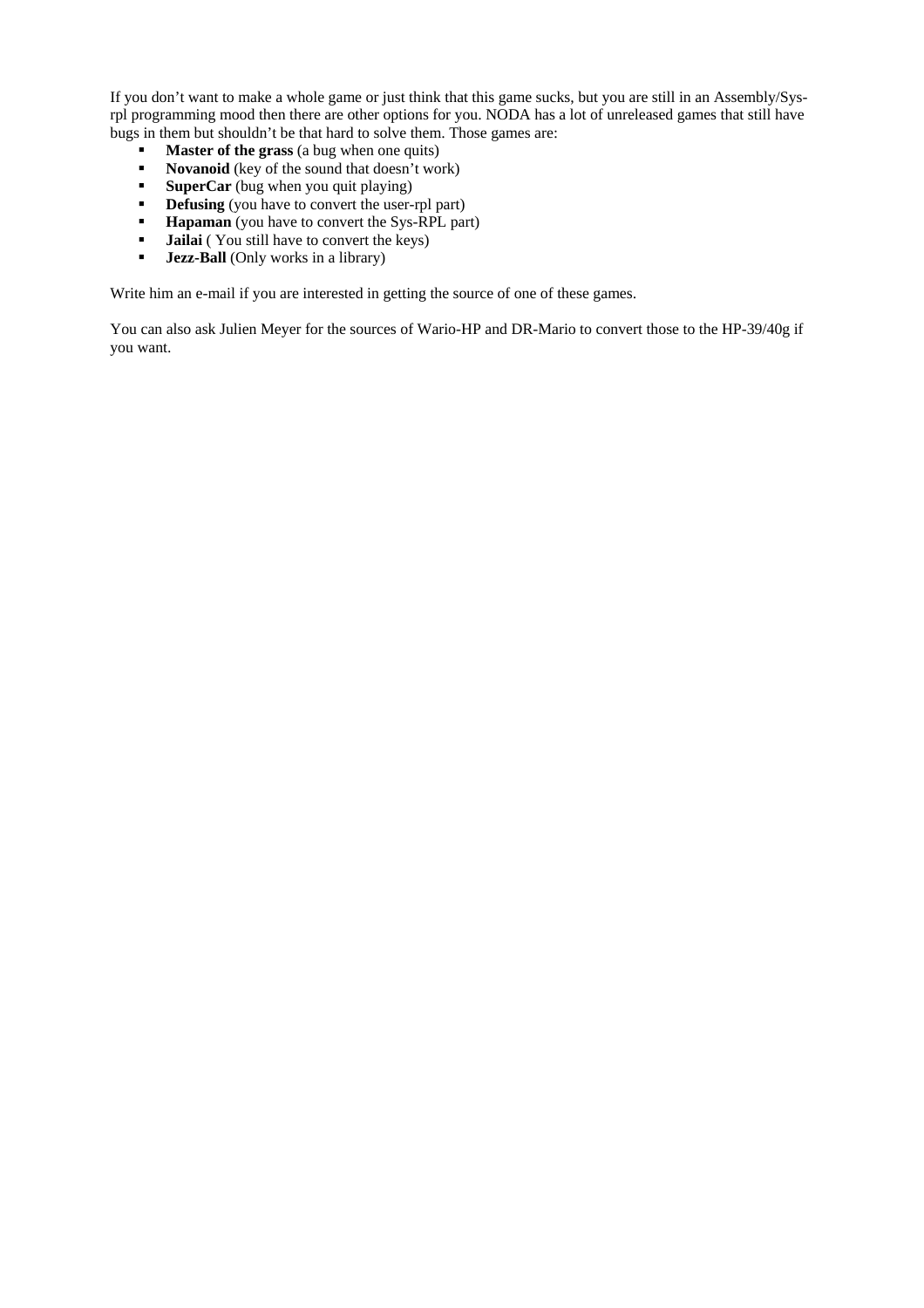If you don’t want to make a whole game or just think that this game sucks, but you are still in an Assembly/Sys-rpl programming mood then there are other options for you. NODA has a lot of unreleased games that still have bugs in them but shouldn’t be that hard to solve them. Those games are:

- **Master of the grass** (a bug when one quits)
- **Novanoid** (key of the sound that doesn’t work)
- **SuperCar** (bug when you quit playing)
- **Defusing** (you have to convert the user-rpl part)
- **Hapaman** (you have to convert the Sys-RPL part)
- **Jailai** ( You still have to convert the keys)
- **Jezz-Ball** (Only works in a library)

Write him an e-mail if you are interested in getting the source of one of these games.

You can also ask Julien Meyer for the sources of Wario-HP and DR-Mario to convert those to the HP-39/40g if you want.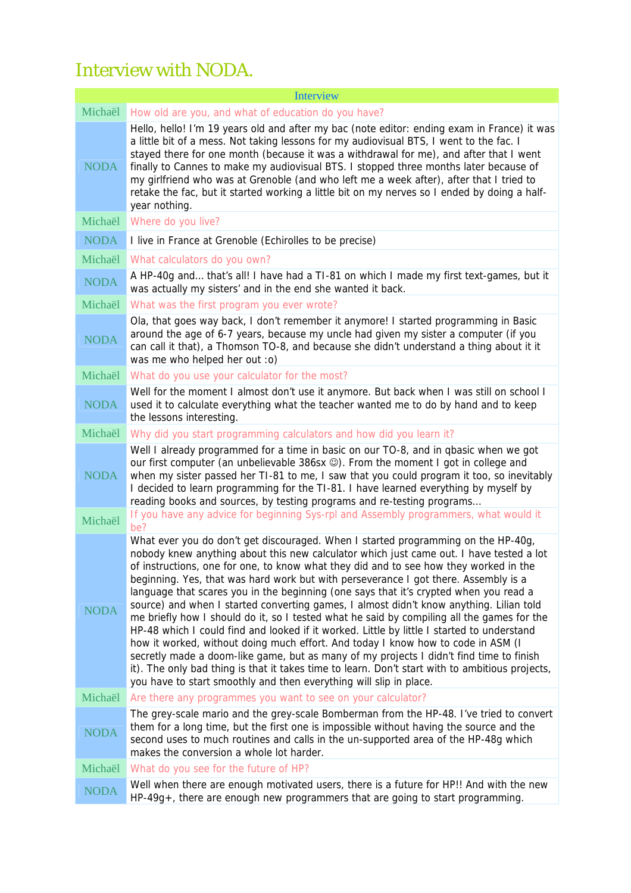# Interview with NODA.

| Interview | |
|---|---|
| Michaël | How old are you, and what of education do you have? |
| NODA | Hello, hello! I'm 19 years old and after my bac (note editor: ending exam in France) it was a little bit of a mess. Not taking lessons for my audiovisual BTS, I went to the fac. I stayed there for one month (because it was a withdrawal for me), and after that I went finally to Cannes to make my audiovisual BTS. I stopped three months later because of my girlfriend who was at Grenoble (and who left me a week after), after that I tried to retake the fac, but it started working a little bit on my nerves so I ended by doing a half-year nothing. |
| Michaël | Where do you live? |
| NODA | I live in France at Grenoble (Echirolles to be precise) |
| Michaël | What calculators do you own? |
| NODA | A HP-40g and… that's all! I have had a TI-81 on which I made my first text-games, but it was actually my sisters' and in the end she wanted it back. |
| Michaël | What was the first program you ever wrote? |
| NODA | Ola, that goes way back, I don't remember it anymore! I started programming in Basic around the age of 6-7 years, because my uncle had given my sister a computer (if you can call it that), a Thomson TO-8, and because she didn't understand a thing about it it was me who helped her out :o) |
| Michaël | What do you use your calculator for the most? |
| NODA | Well for the moment I almost don't use it anymore. But back when I was still on school I used it to calculate everything what the teacher wanted me to do by hand and to keep the lessons interesting. |
| Michaël | Why did you start programming calculators and how did you learn it? |
| NODA | Well I already programmed for a time in basic on our TO-8, and in qbasic when we got our first computer (an unbelievable 386sx ☺). From the moment I got in college and when my sister passed her TI-81 to me, I saw that you could program it too, so inevitably I decided to learn programming for the TI-81. I have learned everything by myself by reading books and sources, by testing programs and re-testing programs… |
| Michaël | If you have any advice for beginning Sys-rpl and Assembly programmers, what would it be? |
| NODA | What ever you do don't get discouraged. When I started programming on the HP-40g, nobody knew anything about this new calculator which just came out. I have tested a lot of instructions, one for one, to know what they did and to see how they worked in the beginning. Yes, that was hard work but with perseverance I got there. Assembly is a language that scares you in the beginning (one says that it's crypted when you read a source) and when I started converting games, I almost didn't know anything. Lilian told me briefly how I should do it, so I tested what he said by compiling all the games for the HP-48 which I could find and looked if it worked. Little by little I started to understand how it worked, without doing much effort. And today I know how to code in ASM (I secretly made a doom-like game, but as many of my projects I didn't find time to finish it). The only bad thing is that it takes time to learn. Don't start with to ambitious projects, you have to start smoothly and then everything will slip in place. |
| Michaël | Are there any programmes you want to see on your calculator? |
| NODA | The grey-scale mario and the grey-scale Bomberman from the HP-48. I've tried to convert them for a long time, but the first one is impossible without having the source and the second uses to much routines and calls in the un-supported area of the HP-48g which makes the conversion a whole lot harder. |
| Michaël | What do you see for the future of HP? |
| NODA | Well when there are enough motivated users, there is a future for HP!! And with the new HP-49g+, there are enough new programmers that are going to start programming. |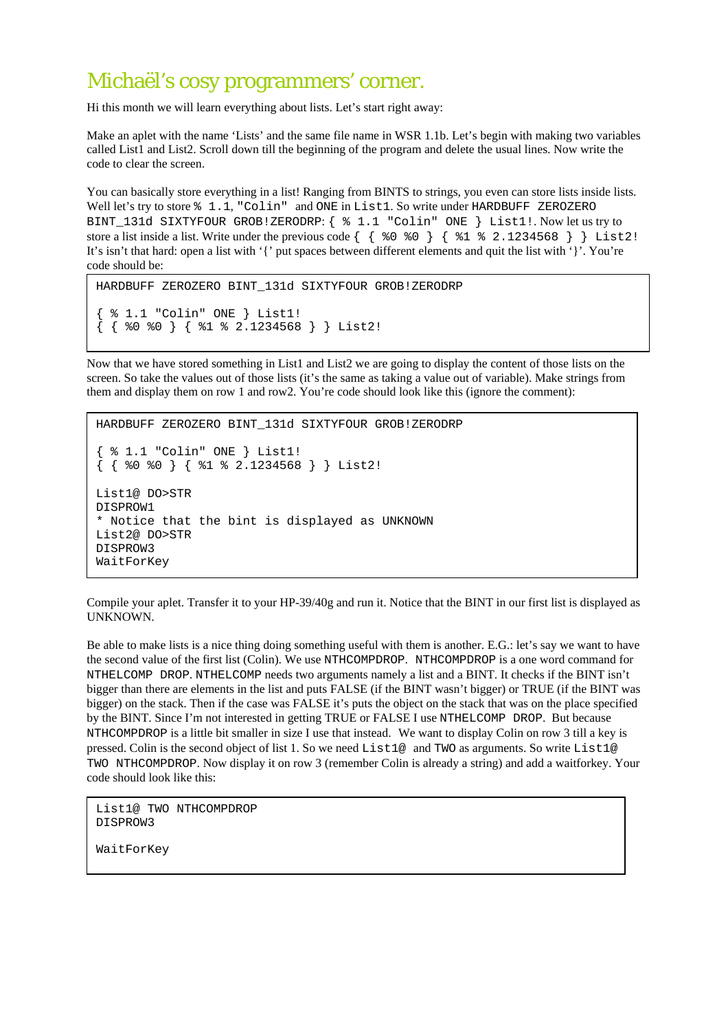# Michaël's cosy programmers' corner.

Hi this month we will learn everything about lists. Let's start right away:

Make an aplet with the name 'Lists' and the same file name in WSR 1.1b. Let's begin with making two variables called List1 and List2. Scroll down till the beginning of the program and delete the usual lines. Now write the code to clear the screen.

You can basically store everything in a list! Ranging from BINTS to strings, you even can store lists inside lists. Well let's try to store `% 1.1`, `"Colin"` and `ONE` in `List1`. So write under `HARDBUFF ZEROZERO BINT_131d SIXTYFOUR GROB!ZERODRP`: `{ % 1.1 "Colin" ONE } List1!`. Now let us try to store a list inside a list. Write under the previous code `{ { %0 %0 } { %1 % 2.1234568 } } List2!` It's isn't that hard: open a list with '{' put spaces between different elements and quit the list with '}'. You're code should be:

```
HARDBUFF ZEROZERO BINT_131d SIXTYFOUR GROB!ZERODRP

{ % 1.1 "Colin" ONE } List1!
{ { %0 %0 } { %1 % 2.1234568 } } List2!
```

Now that we have stored something in List1 and List2 we are going to display the content of those lists on the screen. So take the values out of those lists (it's the same as taking a value out of variable). Make strings from them and display them on row 1 and row2. You're code should look like this (ignore the comment):

```
HARDBUFF ZEROZERO BINT_131d SIXTYFOUR GROB!ZERODRP

{ % 1.1 "Colin" ONE } List1!
{ { %0 %0 } { %1 % 2.1234568 } } List2!

List1@ DO>STR
DISPROW1
* Notice that the bint is displayed as UNKNOWN
List2@ DO>STR
DISPROW3
WaitForKey
```

Compile your aplet. Transfer it to your HP-39/40g and run it. Notice that the BINT in our first list is displayed as UNKNOWN.

Be able to make lists is a nice thing doing something useful with them is another. E.G.: let's say we want to have the second value of the first list (Colin). We use `NTHCOMPDROP`. `NTHCOMPDROP` is a one word command for `NTHELCOMP DROP`. `NTHELCOMP` needs two arguments namely a list and a BINT. It checks if the BINT isn't bigger than there are elements in the list and puts FALSE (if the BINT wasn't bigger) or TRUE (if the BINT was bigger) on the stack. Then if the case was FALSE it's puts the object on the stack that was on the place specified by the BINT. Since I'm not interested in getting TRUE or FALSE I use `NTHELCOMP DROP`. But because `NTHCOMPDROP` is a little bit smaller in size I use that instead. We want to display Colin on row 3 till a key is pressed. Colin is the second object of list 1. So we need `List1@` and `TWO` as arguments. So write `List1@ TWO NTHCOMPDROP`. Now display it on row 3 (remember Colin is already a string) and add a waitforkey. Your code should look like this:

```
List1@ TWO NTHCOMPDROP
DISPROW3

WaitForKey
```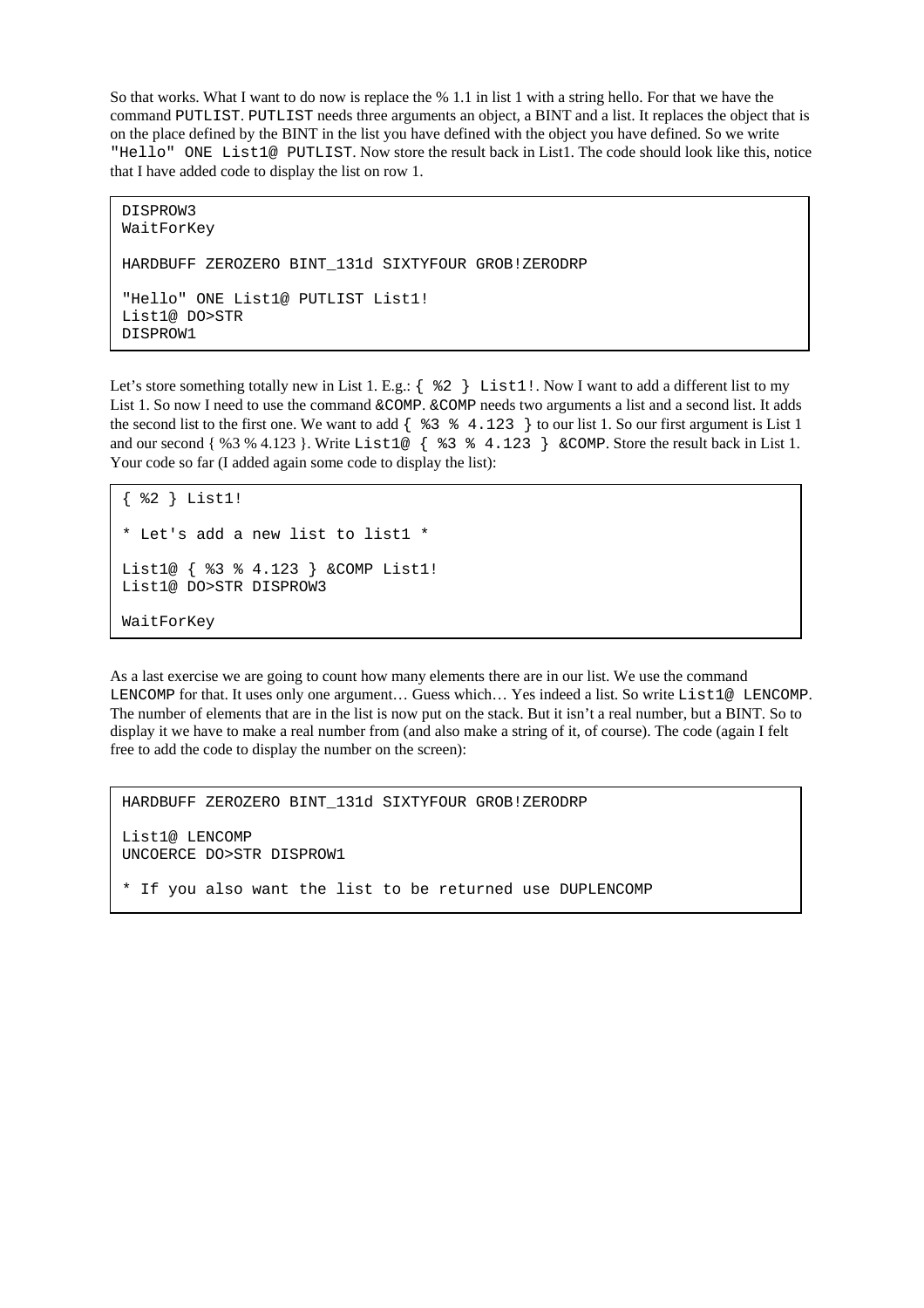So that works. What I want to do now is replace the % 1.1 in list 1 with a string hello. For that we have the command `PUTLIST`. `PUTLIST` needs three arguments an object, a BINT and a list. It replaces the object that is on the place defined by the BINT in the list you have defined with the object you have defined. So we write `"Hello" ONE List1@ PUTLIST`. Now store the result back in List1. The code should look like this, notice that I have added code to display the list on row 1.

```
DISPROW3
WaitForKey

HARDBUFF ZEROZERO BINT_131d SIXTYFOUR GROB!ZERODRP

"Hello" ONE List1@ PUTLIST List1!
List1@ DO>STR
DISPROW1
```

Let's store something totally new in List 1. E.g.: `{ %2 } List1!`. Now I want to add a different list to my List 1. So now I need to use the command `&COMP`. `&COMP` needs two arguments a list and a second list. It adds the second list to the first one. We want to add `{ %3 % 4.123 }` to our list 1. So our first argument is List 1 and our second { %3 % 4.123 }. Write `List1@ { %3 % 4.123 } &COMP`. Store the result back in List 1. Your code so far (I added again some code to display the list):

```
{ %2 } List1!

* Let's add a new list to list1 *

List1@ { %3 % 4.123 } &COMP List1!
List1@ DO>STR DISPROW3

WaitForKey
```

As a last exercise we are going to count how many elements there are in our list. We use the command `LENCOMP` for that. It uses only one argument… Guess which… Yes indeed a list. So write `List1@ LENCOMP`. The number of elements that are in the list is now put on the stack. But it isn't a real number, but a BINT. So to display it we have to make a real number from (and also make a string of it, of course). The code (again I felt free to add the code to display the number on the screen):

```
HARDBUFF ZEROZERO BINT_131d SIXTYFOUR GROB!ZERODRP

List1@ LENCOMP
UNCOERCE DO>STR DISPROW1

* If you also want the list to be returned use DUPLENCOMP
```